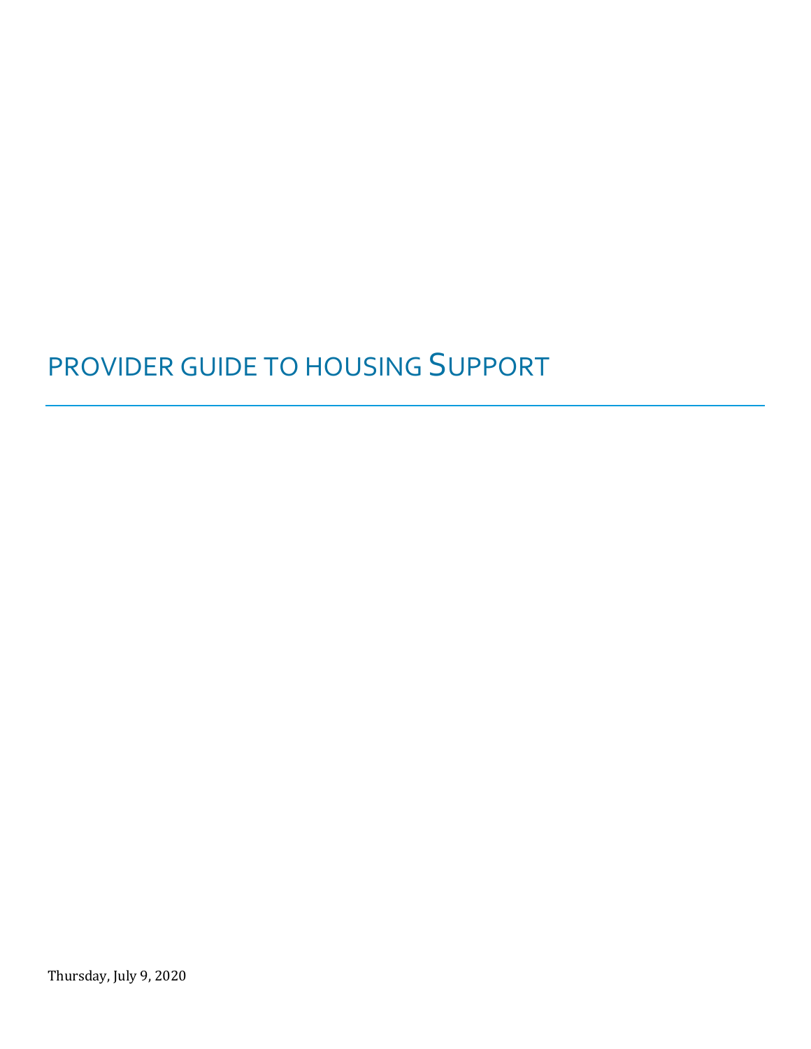# PROVIDER GUIDE TO HOUSING SUPPORT

Thursday, July 9, 2020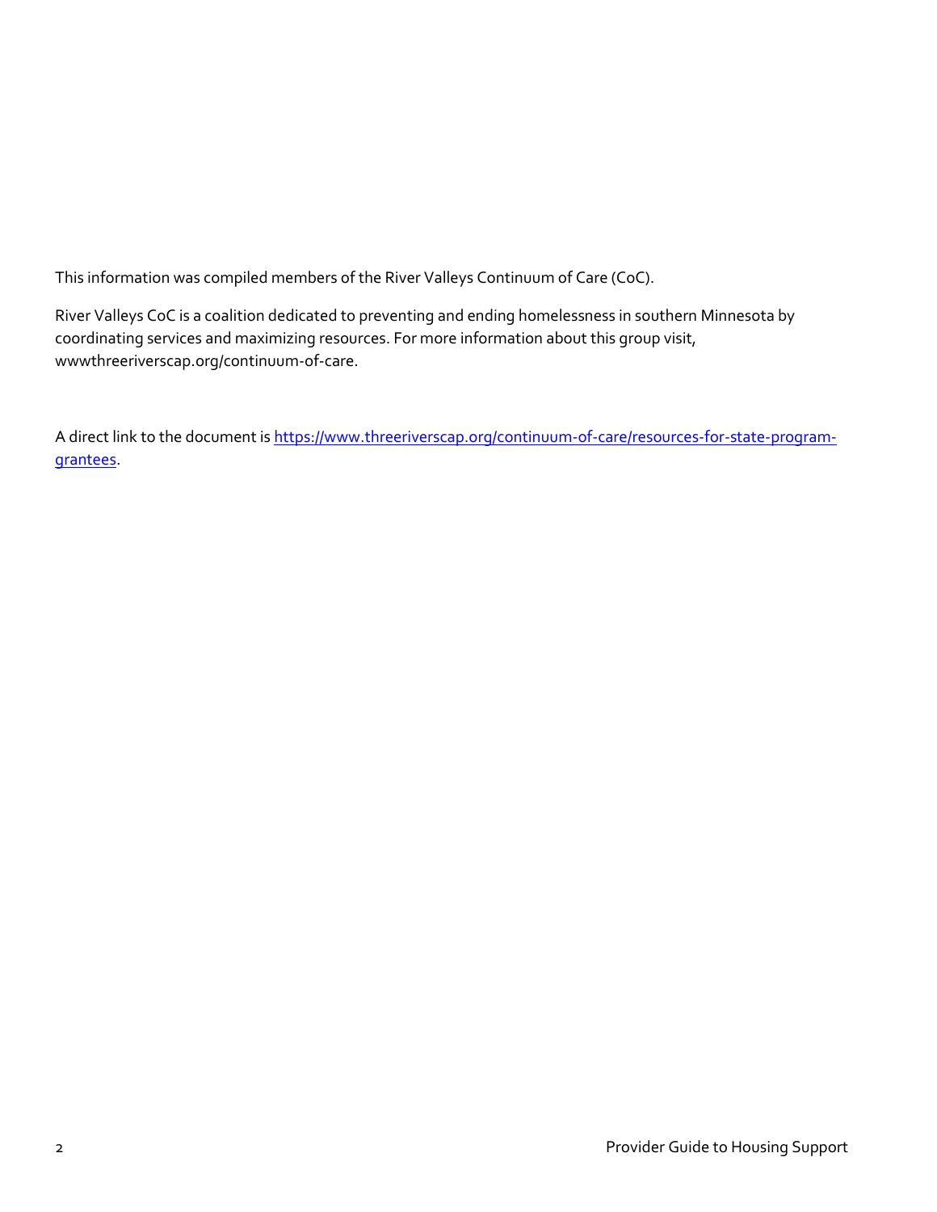This information was compiled members of the River Valleys Continuum of Care (CoC).

River Valleys CoC is a coalition dedicated to preventing and ending homelessness in southern Minnesota by coordinating services and maximizing resources. For more information about this group visit, wwwthreeriverscap.org/continuum-of-care.

A direct link to the document is [https://www.threeriverscap.org/continuum-of-care/resources-for-state-program-grantees](https://www.threeriverscap.org/continuum-of-care/resources-for-state-program-grantees).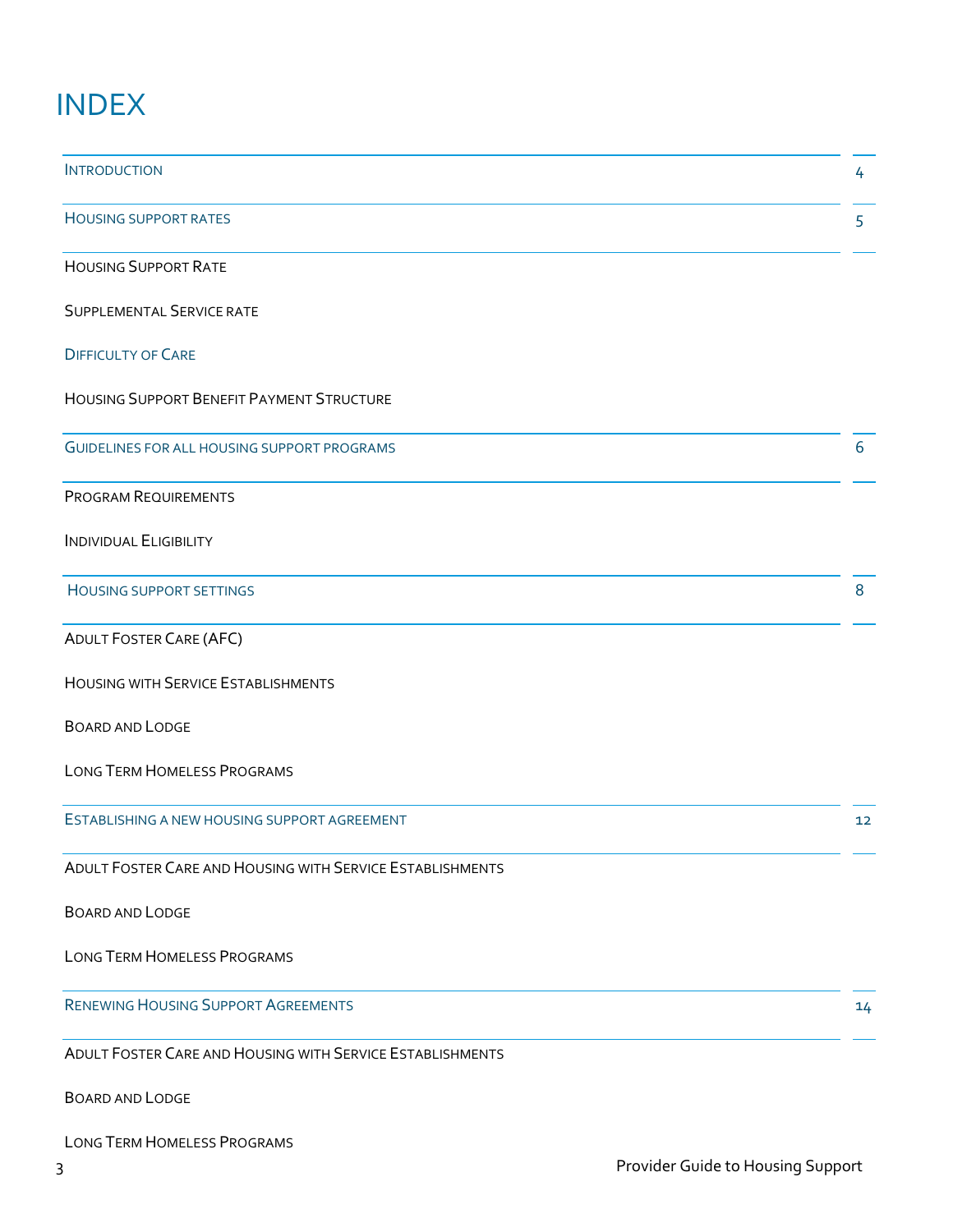# INDEX

| | |
|---|---|
| INTRODUCTION | 4 |
| HOUSING SUPPORT RATES | 5 |
| HOUSING SUPPORT RATE | |
| SUPPLEMENTAL SERVICE RATE | |
| DIFFICULTY OF CARE | |
| HOUSING SUPPORT BENEFIT PAYMENT STRUCTURE | |
| GUIDELINES FOR ALL HOUSING SUPPORT PROGRAMS | 6 |
| PROGRAM REQUIREMENTS | |
| INDIVIDUAL ELIGIBILITY | |
| HOUSING SUPPORT SETTINGS | 8 |
| ADULT FOSTER CARE (AFC) | |
| HOUSING WITH SERVICE ESTABLISHMENTS | |
| BOARD AND LODGE | |
| LONG TERM HOMELESS PROGRAMS | |
| ESTABLISHING A NEW HOUSING SUPPORT AGREEMENT | 12 |
| ADULT FOSTER CARE AND HOUSING WITH SERVICE ESTABLISHMENTS | |
| BOARD AND LODGE | |
| LONG TERM HOMELESS PROGRAMS | |
| RENEWING HOUSING SUPPORT AGREEMENTS | 14 |
| ADULT FOSTER CARE AND HOUSING WITH SERVICE ESTABLISHMENTS | |
| BOARD AND LODGE | |
| LONG TERM HOMELESS PROGRAMS | |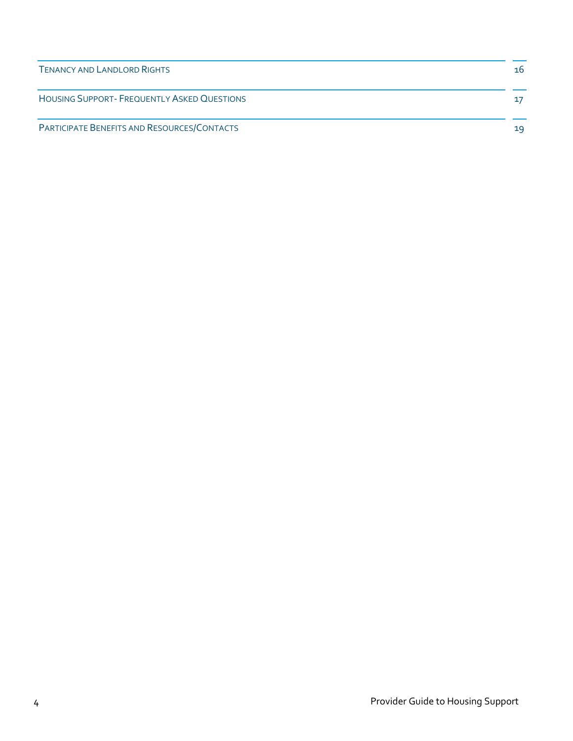| | |
|---|---|
| TENANCY AND LANDLORD RIGHTS | 16 |
| HOUSING SUPPORT- FREQUENTLY ASKED QUESTIONS | 17 |
| PARTICIPATE BENEFITS AND RESOURCES/CONTACTS | 19 |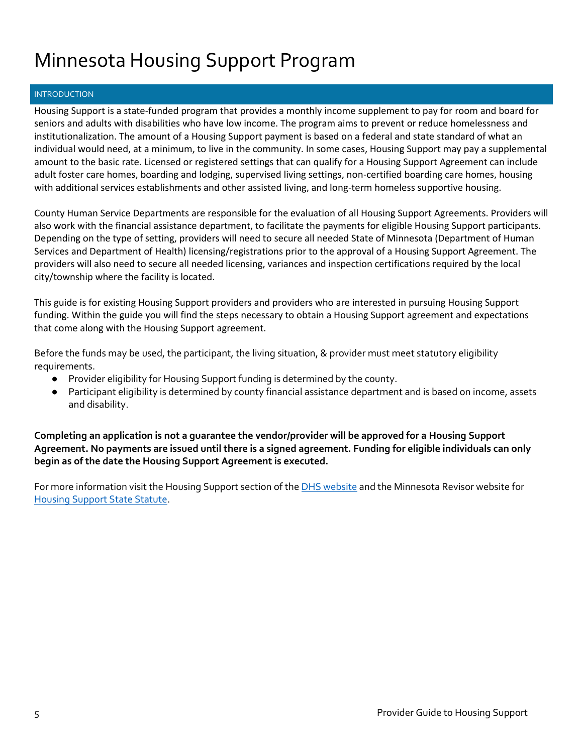# Minnesota Housing Support Program

## INTRODUCTION

Housing Support is a state-funded program that provides a monthly income supplement to pay for room and board for seniors and adults with disabilities who have low income. The program aims to prevent or reduce homelessness and institutionalization. The amount of a Housing Support payment is based on a federal and state standard of what an individual would need, at a minimum, to live in the community. In some cases, Housing Support may pay a supplemental amount to the basic rate. Licensed or registered settings that can qualify for a Housing Support Agreement can include adult foster care homes, boarding and lodging, supervised living settings, non-certified boarding care homes, housing with additional services establishments and other assisted living, and long-term homeless supportive housing.

County Human Service Departments are responsible for the evaluation of all Housing Support Agreements. Providers will also work with the financial assistance department, to facilitate the payments for eligible Housing Support participants. Depending on the type of setting, providers will need to secure all needed State of Minnesota (Department of Human Services and Department of Health) licensing/registrations prior to the approval of a Housing Support Agreement. The providers will also need to secure all needed licensing, variances and inspection certifications required by the local city/township where the facility is located.

This guide is for existing Housing Support providers and providers who are interested in pursuing Housing Support funding. Within the guide you will find the steps necessary to obtain a Housing Support agreement and expectations that come along with the Housing Support agreement.

Before the funds may be used, the participant, the living situation, & provider must meet statutory eligibility requirements.

- Provider eligibility for Housing Support funding is determined by the county.
- Participant eligibility is determined by county financial assistance department and is based on income, assets and disability.

**Completing an application is not a guarantee the vendor/provider will be approved for a Housing Support Agreement. No payments are issued until there is a signed agreement. Funding for eligible individuals can only begin as of the date the Housing Support Agreement is executed.**

For more information visit the Housing Support section of the [DHS website](DHS website) and the Minnesota Revisor website for [Housing Support State Statute](Housing Support State Statute).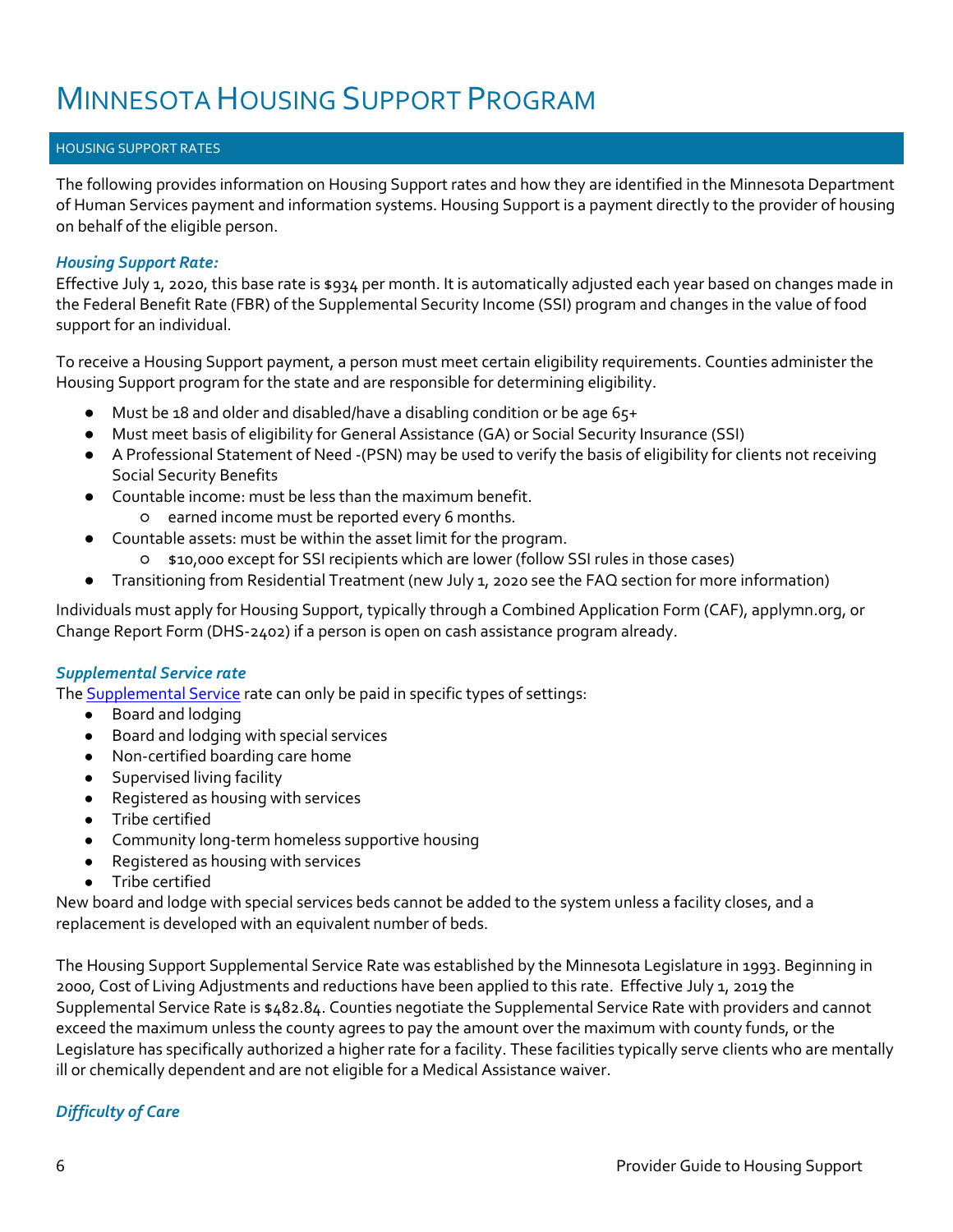# Minnesota Housing Support Program

## HOUSING SUPPORT RATES

The following provides information on Housing Support rates and how they are identified in the Minnesota Department of Human Services payment and information systems. Housing Support is a payment directly to the provider of housing on behalf of the eligible person.

### *Housing Support Rate:*

Effective July 1, 2020, this base rate is $934 per month. It is automatically adjusted each year based on changes made in the Federal Benefit Rate (FBR) of the Supplemental Security Income (SSI) program and changes in the value of food support for an individual.

To receive a Housing Support payment, a person must meet certain eligibility requirements. Counties administer the Housing Support program for the state and are responsible for determining eligibility.

- Must be 18 and older and disabled/have a disabling condition or be age 65+
- Must meet basis of eligibility for General Assistance (GA) or Social Security Insurance (SSI)
- A Professional Statement of Need -(PSN) may be used to verify the basis of eligibility for clients not receiving Social Security Benefits
- Countable income: must be less than the maximum benefit.
  - earned income must be reported every 6 months.
- Countable assets: must be within the asset limit for the program.
  - $10,000 except for SSI recipients which are lower (follow SSI rules in those cases)
- Transitioning from Residential Treatment (new July 1, 2020 see the FAQ section for more information)

Individuals must apply for Housing Support, typically through a Combined Application Form (CAF), applymn.org, or Change Report Form (DHS-2402) if a person is open on cash assistance program already.

### *Supplemental Service rate*

The Supplemental Service rate can only be paid in specific types of settings:

- Board and lodging
- Board and lodging with special services
- Non-certified boarding care home
- Supervised living facility
- Registered as housing with services
- Tribe certified
- Community long-term homeless supportive housing
- Registered as housing with services
- Tribe certified

New board and lodge with special services beds cannot be added to the system unless a facility closes, and a replacement is developed with an equivalent number of beds.

The Housing Support Supplemental Service Rate was established by the Minnesota Legislature in 1993. Beginning in 2000, Cost of Living Adjustments and reductions have been applied to this rate. Effective July 1, 2019 the Supplemental Service Rate is $482.84. Counties negotiate the Supplemental Service Rate with providers and cannot exceed the maximum unless the county agrees to pay the amount over the maximum with county funds, or the Legislature has specifically authorized a higher rate for a facility. These facilities typically serve clients who are mentally ill or chemically dependent and are not eligible for a Medical Assistance waiver.

### *Difficulty of Care*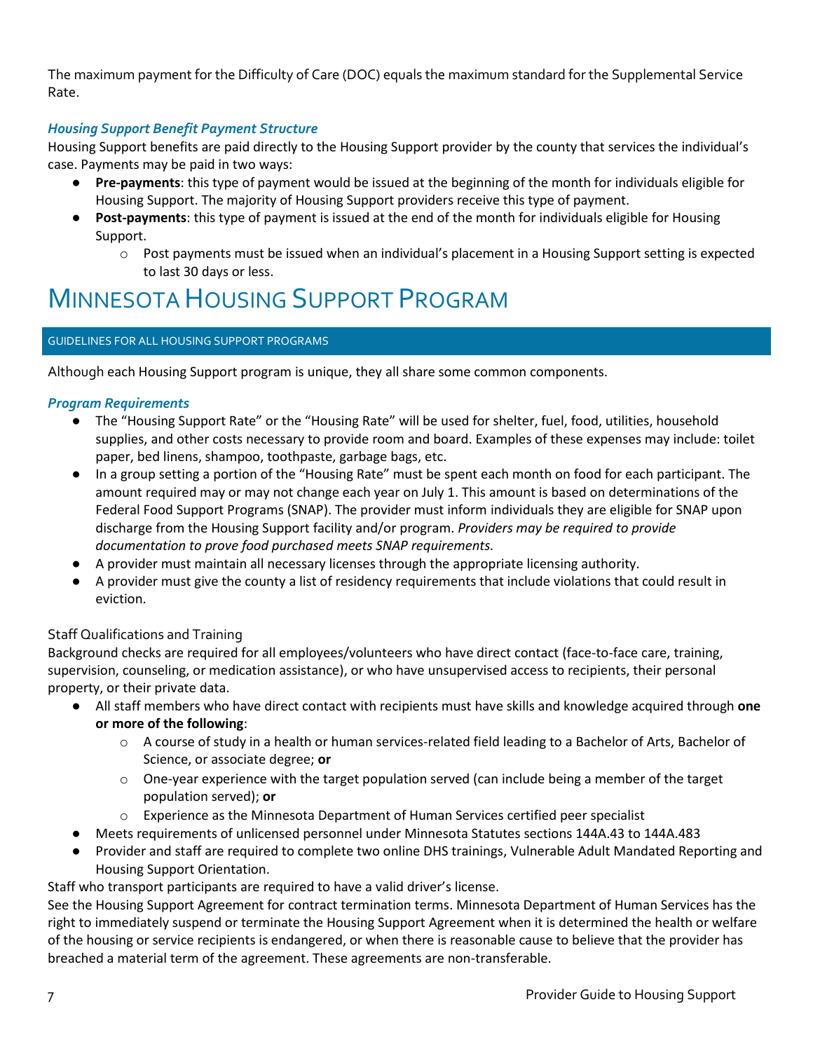The maximum payment for the Difficulty of Care (DOC) equals the maximum standard for the Supplemental Service Rate.

### *Housing Support Benefit Payment Structure*

Housing Support benefits are paid directly to the Housing Support provider by the county that services the individual's case. Payments may be paid in two ways:

- **Pre-payments**: this type of payment would be issued at the beginning of the month for individuals eligible for Housing Support. The majority of Housing Support providers receive this type of payment.
- **Post-payments**: this type of payment is issued at the end of the month for individuals eligible for Housing Support.
    - Post payments must be issued when an individual's placement in a Housing Support setting is expected to last 30 days or less.

# MINNESOTA HOUSING SUPPORT PROGRAM

## GUIDELINES FOR ALL HOUSING SUPPORT PROGRAMS

Although each Housing Support program is unique, they all share some common components.

### *Program Requirements*

- The "Housing Support Rate" or the "Housing Rate" will be used for shelter, fuel, food, utilities, household supplies, and other costs necessary to provide room and board. Examples of these expenses may include: toilet paper, bed linens, shampoo, toothpaste, garbage bags, etc.
- In a group setting a portion of the "Housing Rate" must be spent each month on food for each participant. The amount required may or may not change each year on July 1. This amount is based on determinations of the Federal Food Support Programs (SNAP). The provider must inform individuals they are eligible for SNAP upon discharge from the Housing Support facility and/or program. *Providers may be required to provide documentation to prove food purchased meets SNAP requirements.*
- A provider must maintain all necessary licenses through the appropriate licensing authority.
- A provider must give the county a list of residency requirements that include violations that could result in eviction.

#### Staff Qualifications and Training

Background checks are required for all employees/volunteers who have direct contact (face-to-face care, training, supervision, counseling, or medication assistance), or who have unsupervised access to recipients, their personal property, or their private data.

- All staff members who have direct contact with recipients must have skills and knowledge acquired through **one or more of the following**:
    - A course of study in a health or human services-related field leading to a Bachelor of Arts, Bachelor of Science, or associate degree; **or**
    - One-year experience with the target population served (can include being a member of the target population served); **or**
    - Experience as the Minnesota Department of Human Services certified peer specialist
- Meets requirements of unlicensed personnel under Minnesota Statutes sections 144A.43 to 144A.483
- Provider and staff are required to complete two online DHS trainings, Vulnerable Adult Mandated Reporting and Housing Support Orientation.

Staff who transport participants are required to have a valid driver's license.

See the Housing Support Agreement for contract termination terms. Minnesota Department of Human Services has the right to immediately suspend or terminate the Housing Support Agreement when it is determined the health or welfare of the housing or service recipients is endangered, or when there is reasonable cause to believe that the provider has breached a material term of the agreement. These agreements are non-transferable.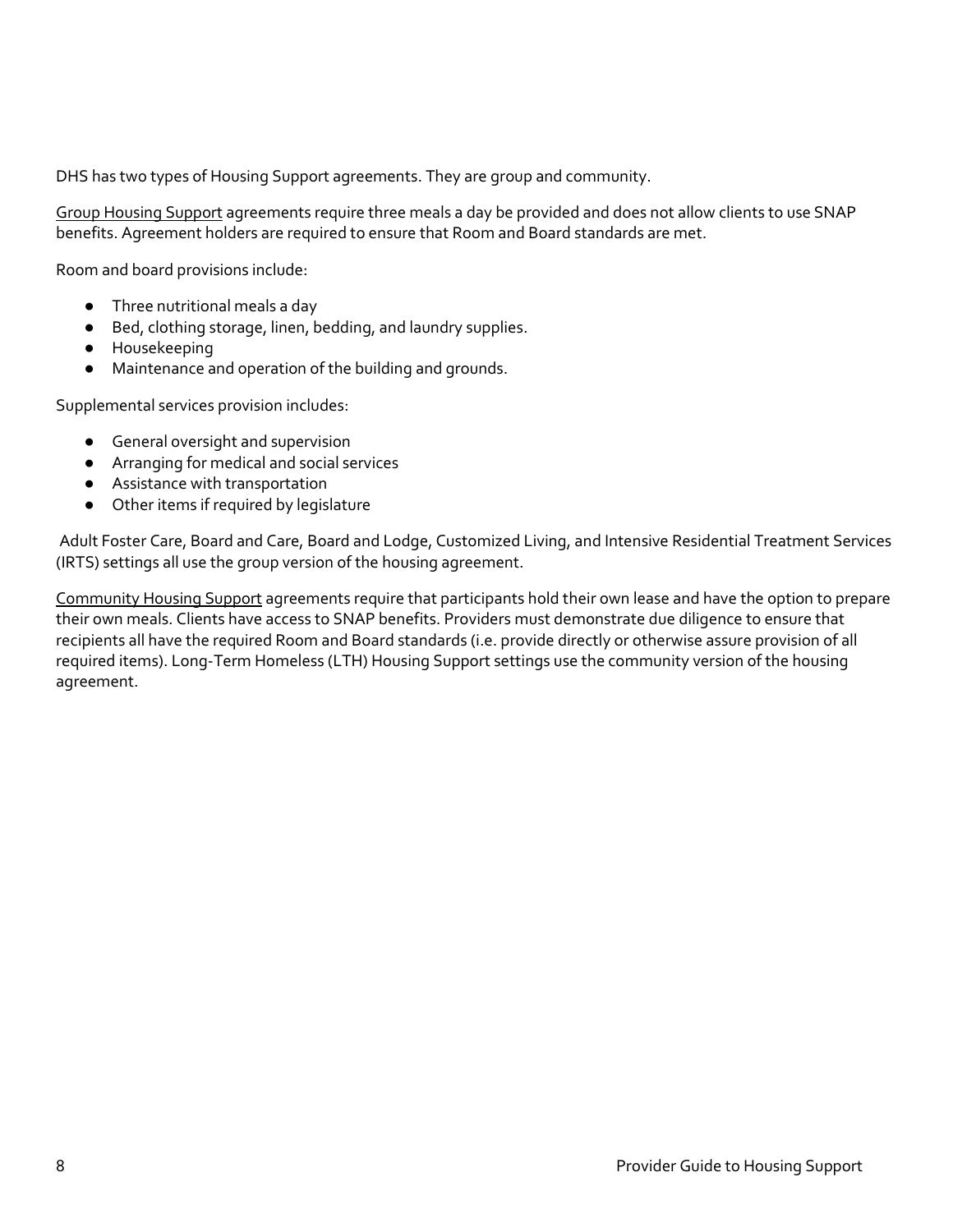DHS has two types of Housing Support agreements. They are group and community.

Group Housing Support agreements require three meals a day be provided and does not allow clients to use SNAP benefits. Agreement holders are required to ensure that Room and Board standards are met.

Room and board provisions include:

- Three nutritional meals a day
- Bed, clothing storage, linen, bedding, and laundry supplies.
- Housekeeping
- Maintenance and operation of the building and grounds.

Supplemental services provision includes:

- General oversight and supervision
- Arranging for medical and social services
- Assistance with transportation
- Other items if required by legislature

Adult Foster Care, Board and Care, Board and Lodge, Customized Living, and Intensive Residential Treatment Services (IRTS) settings all use the group version of the housing agreement.

Community Housing Support agreements require that participants hold their own lease and have the option to prepare their own meals. Clients have access to SNAP benefits. Providers must demonstrate due diligence to ensure that recipients all have the required Room and Board standards (i.e. provide directly or otherwise assure provision of all required items). Long-Term Homeless (LTH) Housing Support settings use the community version of the housing agreement.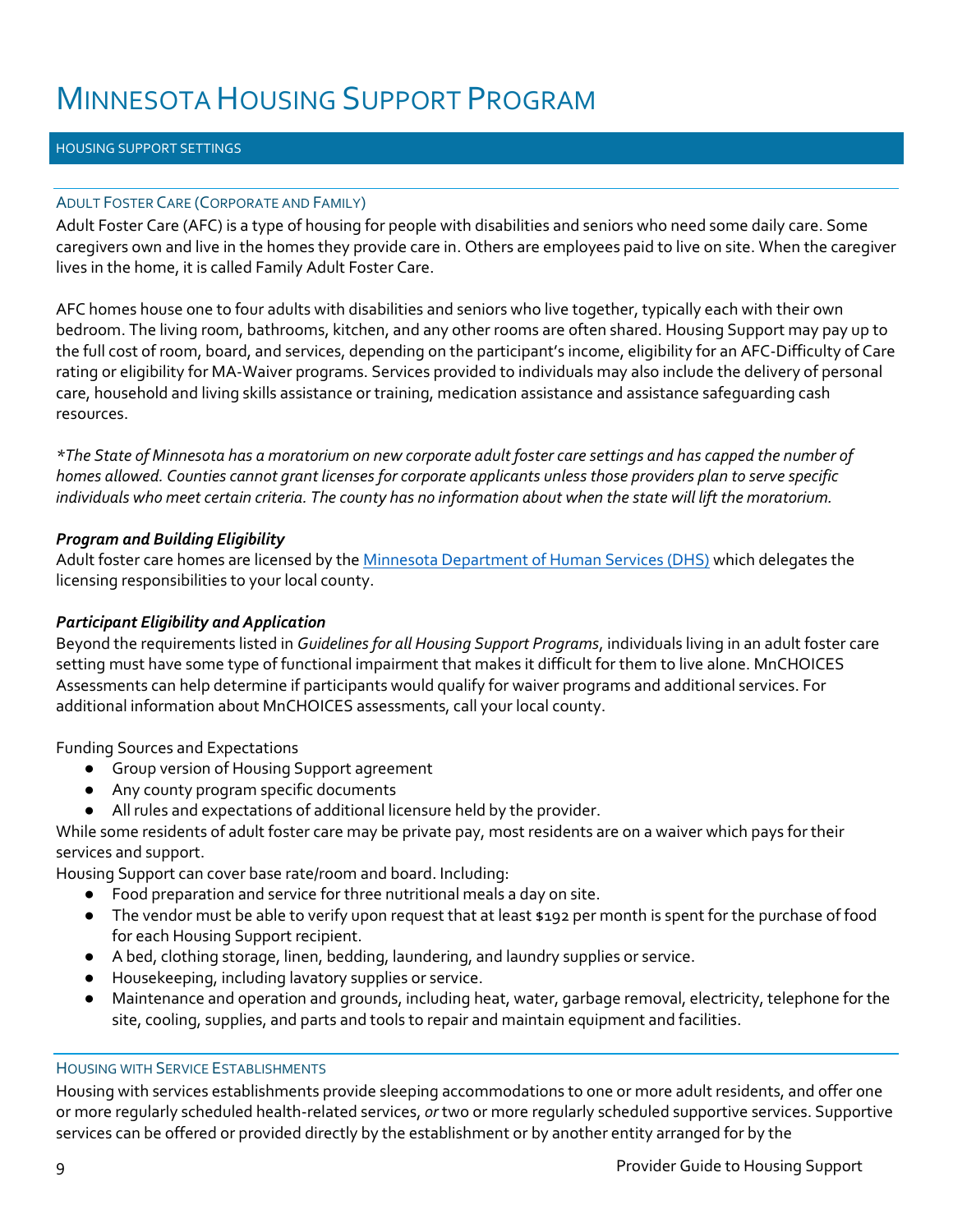# MINNESOTA HOUSING SUPPORT PROGRAM

## HOUSING SUPPORT SETTINGS

### ADULT FOSTER CARE (CORPORATE AND FAMILY)

Adult Foster Care (AFC) is a type of housing for people with disabilities and seniors who need some daily care. Some caregivers own and live in the homes they provide care in. Others are employees paid to live on site. When the caregiver lives in the home, it is called Family Adult Foster Care.

AFC homes house one to four adults with disabilities and seniors who live together, typically each with their own bedroom. The living room, bathrooms, kitchen, and any other rooms are often shared. Housing Support may pay up to the full cost of room, board, and services, depending on the participant's income, eligibility for an AFC-Difficulty of Care rating or eligibility for MA-Waiver programs. Services provided to individuals may also include the delivery of personal care, household and living skills assistance or training, medication assistance and assistance safeguarding cash resources.

*\*The State of Minnesota has a moratorium on new corporate adult foster care settings and has capped the number of homes allowed. Counties cannot grant licenses for corporate applicants unless those providers plan to serve specific individuals who meet certain criteria. The county has no information about when the state will lift the moratorium.*

***Program and Building Eligibility***

Adult foster care homes are licensed by the [Minnesota Department of Human Services (DHS)]() which delegates the licensing responsibilities to your local county.

***Participant Eligibility and Application***

Beyond the requirements listed in *Guidelines for all Housing Support Programs*, individuals living in an adult foster care setting must have some type of functional impairment that makes it difficult for them to live alone. MnCHOICES Assessments can help determine if participants would qualify for waiver programs and additional services. For additional information about MnCHOICES assessments, call your local county.

Funding Sources and Expectations

- Group version of Housing Support agreement
- Any county program specific documents
- All rules and expectations of additional licensure held by the provider.

While some residents of adult foster care may be private pay, most residents are on a waiver which pays for their services and support.

Housing Support can cover base rate/room and board. Including:

- Food preparation and service for three nutritional meals a day on site.
- The vendor must be able to verify upon request that at least $192 per month is spent for the purchase of food for each Housing Support recipient.
- A bed, clothing storage, linen, bedding, laundering, and laundry supplies or service.
- Housekeeping, including lavatory supplies or service.
- Maintenance and operation and grounds, including heat, water, garbage removal, electricity, telephone for the site, cooling, supplies, and parts and tools to repair and maintain equipment and facilities.

### HOUSING WITH SERVICE ESTABLISHMENTS

Housing with services establishments provide sleeping accommodations to one or more adult residents, and offer one or more regularly scheduled health-related services, *or* two or more regularly scheduled supportive services. Supportive services can be offered or provided directly by the establishment or by another entity arranged for by the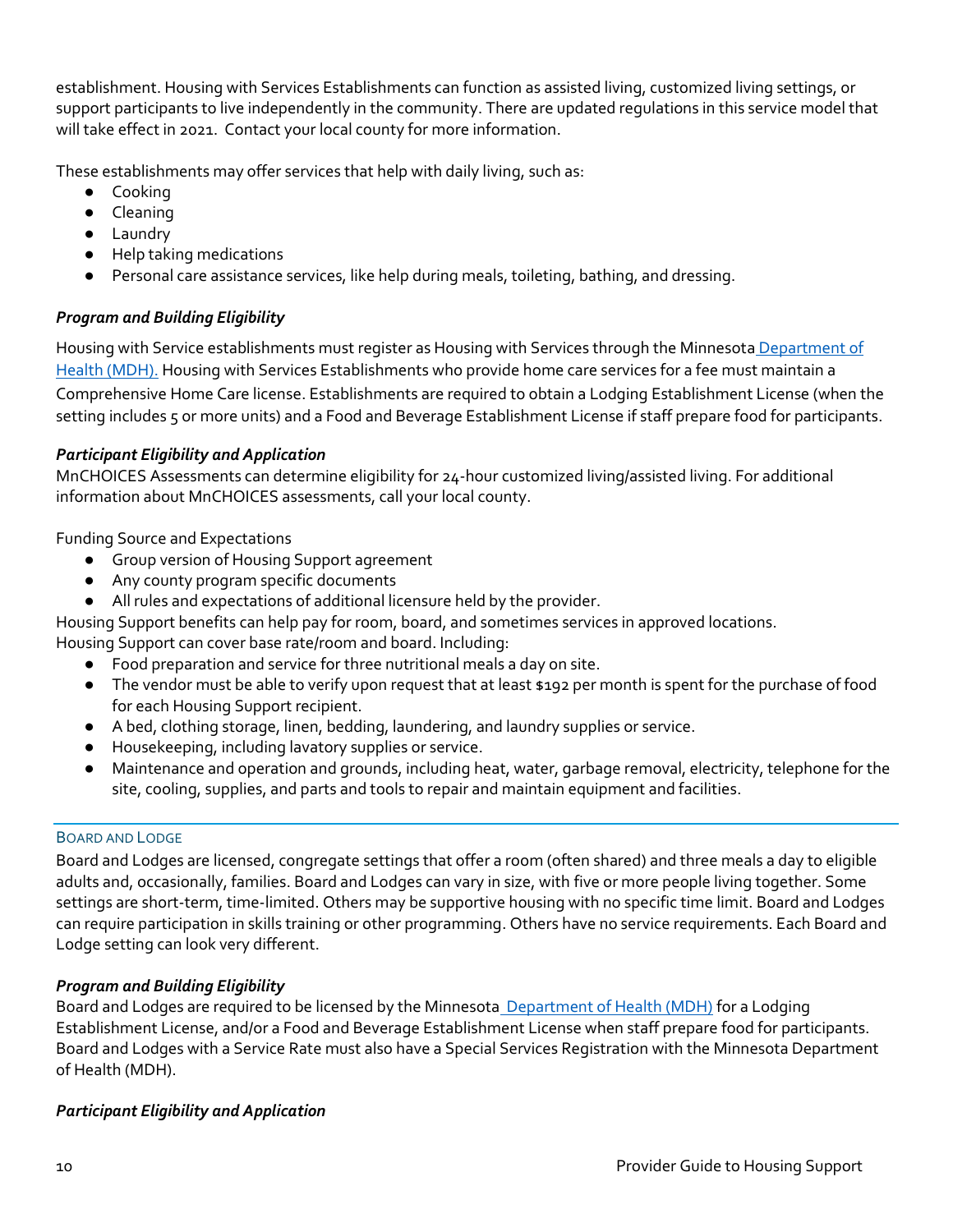establishment. Housing with Services Establishments can function as assisted living, customized living settings, or support participants to live independently in the community. There are updated regulations in this service model that will take effect in 2021. Contact your local county for more information.

These establishments may offer services that help with daily living, such as:

- Cooking
- Cleaning
- Laundry
- Help taking medications
- Personal care assistance services, like help during meals, toileting, bathing, and dressing.

### *Program and Building Eligibility*

Housing with Service establishments must register as Housing with Services through the Minnesota [Department of Health (MDH).](#) Housing with Services Establishments who provide home care services for a fee must maintain a Comprehensive Home Care license. Establishments are required to obtain a Lodging Establishment License (when the setting includes 5 or more units) and a Food and Beverage Establishment License if staff prepare food for participants.

### *Participant Eligibility and Application*

MnCHOICES Assessments can determine eligibility for 24-hour customized living/assisted living. For additional information about MnCHOICES assessments, call your local county.

Funding Source and Expectations

- Group version of Housing Support agreement
- Any county program specific documents
- All rules and expectations of additional licensure held by the provider.

Housing Support benefits can help pay for room, board, and sometimes services in approved locations.
Housing Support can cover base rate/room and board. Including:

- Food preparation and service for three nutritional meals a day on site.
- The vendor must be able to verify upon request that at least $192 per month is spent for the purchase of food for each Housing Support recipient.
- A bed, clothing storage, linen, bedding, laundering, and laundry supplies or service.
- Housekeeping, including lavatory supplies or service.
- Maintenance and operation and grounds, including heat, water, garbage removal, electricity, telephone for the site, cooling, supplies, and parts and tools to repair and maintain equipment and facilities.

## Board and Lodge

Board and Lodges are licensed, congregate settings that offer a room (often shared) and three meals a day to eligible adults and, occasionally, families. Board and Lodges can vary in size, with five or more people living together. Some settings are short-term, time-limited. Others may be supportive housing with no specific time limit. Board and Lodges can require participation in skills training or other programming. Others have no service requirements. Each Board and Lodge setting can look very different.

### *Program and Building Eligibility*

Board and Lodges are required to be licensed by the Minnesota [Department of Health (MDH)](#) for a Lodging Establishment License, and/or a Food and Beverage Establishment License when staff prepare food for participants. Board and Lodges with a Service Rate must also have a Special Services Registration with the Minnesota Department of Health (MDH).

### *Participant Eligibility and Application*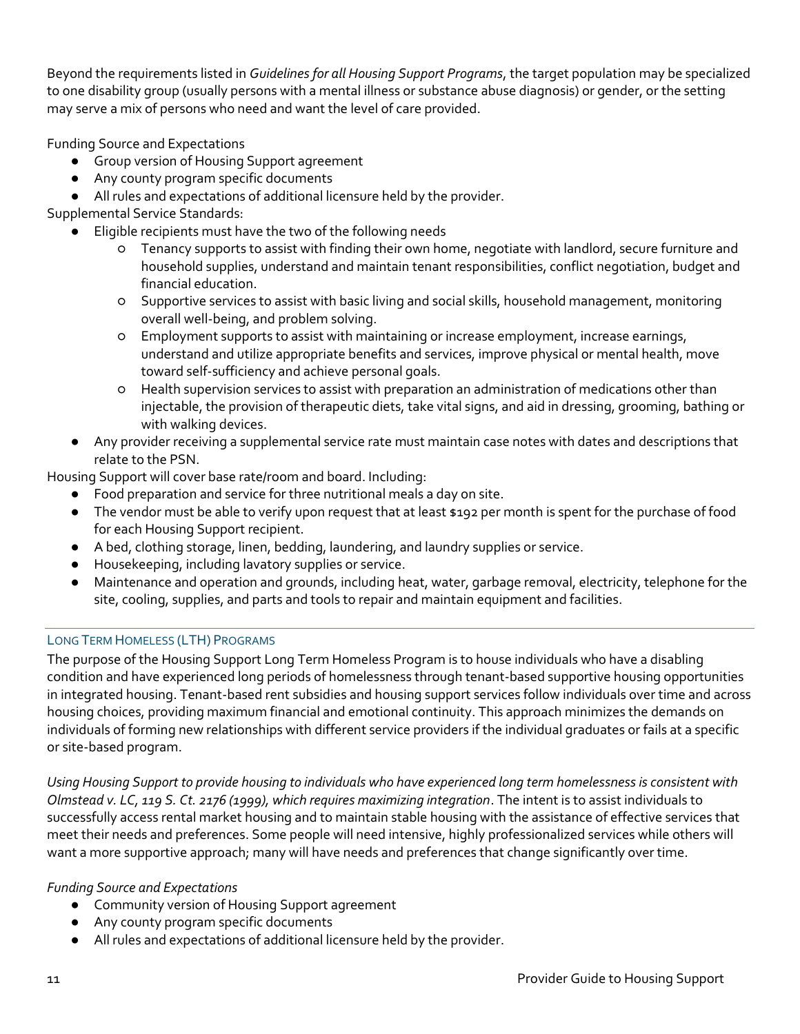Beyond the requirements listed in *Guidelines for all Housing Support Programs*, the target population may be specialized to one disability group (usually persons with a mental illness or substance abuse diagnosis) or gender, or the setting may serve a mix of persons who need and want the level of care provided.

Funding Source and Expectations

- Group version of Housing Support agreement
- Any county program specific documents
- All rules and expectations of additional licensure held by the provider.

Supplemental Service Standards:

- Eligible recipients must have the two of the following needs
  - Tenancy supports to assist with finding their own home, negotiate with landlord, secure furniture and household supplies, understand and maintain tenant responsibilities, conflict negotiation, budget and financial education.
  - Supportive services to assist with basic living and social skills, household management, monitoring overall well-being, and problem solving.
  - Employment supports to assist with maintaining or increase employment, increase earnings, understand and utilize appropriate benefits and services, improve physical or mental health, move toward self-sufficiency and achieve personal goals.
  - Health supervision services to assist with preparation an administration of medications other than injectable, the provision of therapeutic diets, take vital signs, and aid in dressing, grooming, bathing or with walking devices.
- Any provider receiving a supplemental service rate must maintain case notes with dates and descriptions that relate to the PSN.

Housing Support will cover base rate/room and board. Including:

- Food preparation and service for three nutritional meals a day on site.
- The vendor must be able to verify upon request that at least $192 per month is spent for the purchase of food for each Housing Support recipient.
- A bed, clothing storage, linen, bedding, laundering, and laundry supplies or service.
- Housekeeping, including lavatory supplies or service.
- Maintenance and operation and grounds, including heat, water, garbage removal, electricity, telephone for the site, cooling, supplies, and parts and tools to repair and maintain equipment and facilities.

## Long Term Homeless (LTH) Programs

The purpose of the Housing Support Long Term Homeless Program is to house individuals who have a disabling condition and have experienced long periods of homelessness through tenant-based supportive housing opportunities in integrated housing. Tenant-based rent subsidies and housing support services follow individuals over time and across housing choices, providing maximum financial and emotional continuity. This approach minimizes the demands on individuals of forming new relationships with different service providers if the individual graduates or fails at a specific or site-based program.

*Using Housing Support to provide housing to individuals who have experienced long term homelessness is consistent with Olmstead v. LC, 119 S. Ct. 2176 (1999), which requires maximizing integration*. The intent is to assist individuals to successfully access rental market housing and to maintain stable housing with the assistance of effective services that meet their needs and preferences. Some people will need intensive, highly professionalized services while others will want a more supportive approach; many will have needs and preferences that change significantly over time.

*Funding Source and Expectations*

- Community version of Housing Support agreement
- Any county program specific documents
- All rules and expectations of additional licensure held by the provider.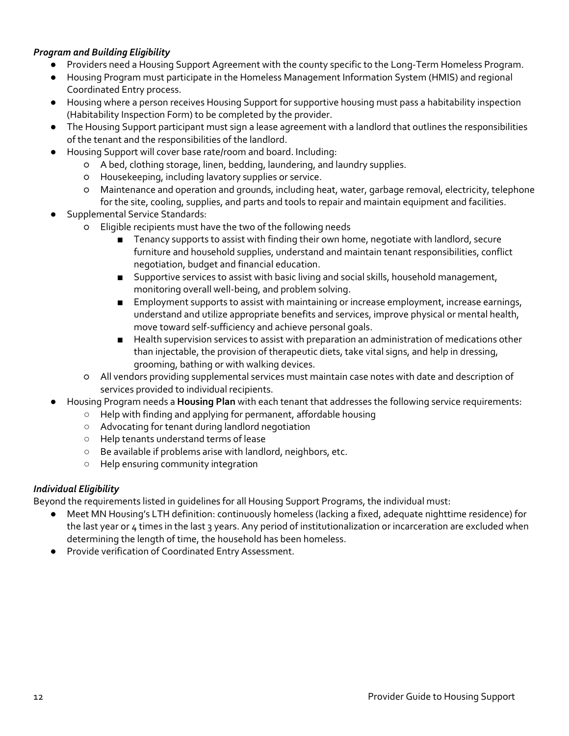### *Program and Building Eligibility*

- Providers need a Housing Support Agreement with the county specific to the Long-Term Homeless Program.
- Housing Program must participate in the Homeless Management Information System (HMIS) and regional Coordinated Entry process.
- Housing where a person receives Housing Support for supportive housing must pass a habitability inspection (Habitability Inspection Form) to be completed by the provider.
- The Housing Support participant must sign a lease agreement with a landlord that outlines the responsibilities of the tenant and the responsibilities of the landlord.
- Housing Support will cover base rate/room and board. Including:
  - A bed, clothing storage, linen, bedding, laundering, and laundry supplies.
  - Housekeeping, including lavatory supplies or service.
  - Maintenance and operation and grounds, including heat, water, garbage removal, electricity, telephone for the site, cooling, supplies, and parts and tools to repair and maintain equipment and facilities.
- Supplemental Service Standards:
  - Eligible recipients must have the two of the following needs
    - Tenancy supports to assist with finding their own home, negotiate with landlord, secure furniture and household supplies, understand and maintain tenant responsibilities, conflict negotiation, budget and financial education.
    - Supportive services to assist with basic living and social skills, household management, monitoring overall well-being, and problem solving.
    - Employment supports to assist with maintaining or increase employment, increase earnings, understand and utilize appropriate benefits and services, improve physical or mental health, move toward self-sufficiency and achieve personal goals.
    - Health supervision services to assist with preparation an administration of medications other than injectable, the provision of therapeutic diets, take vital signs, and help in dressing, grooming, bathing or with walking devices.
  - All vendors providing supplemental services must maintain case notes with date and description of services provided to individual recipients.
- Housing Program needs a **Housing Plan** with each tenant that addresses the following service requirements:
  - Help with finding and applying for permanent, affordable housing
  - Advocating for tenant during landlord negotiation
  - Help tenants understand terms of lease
  - Be available if problems arise with landlord, neighbors, etc.
  - Help ensuring community integration

### *Individual Eligibility*

Beyond the requirements listed in guidelines for all Housing Support Programs, the individual must:

- Meet MN Housing's LTH definition: continuously homeless (lacking a fixed, adequate nighttime residence) for the last year or 4 times in the last 3 years. Any period of institutionalization or incarceration are excluded when determining the length of time, the household has been homeless.
- Provide verification of Coordinated Entry Assessment.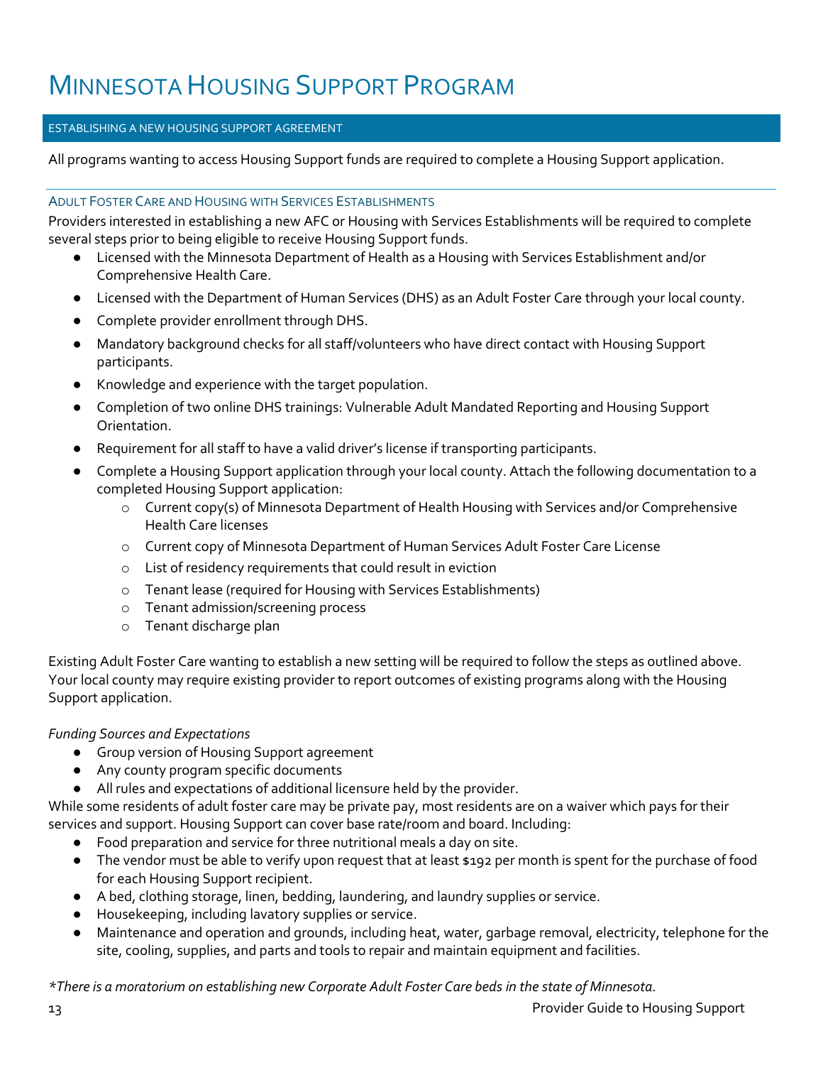# Minnesota Housing Support Program

## ESTABLISHING A NEW HOUSING SUPPORT AGREEMENT

All programs wanting to access Housing Support funds are required to complete a Housing Support application.

### Adult Foster Care and Housing with Services Establishments

Providers interested in establishing a new AFC or Housing with Services Establishments will be required to complete several steps prior to being eligible to receive Housing Support funds.

- Licensed with the Minnesota Department of Health as a Housing with Services Establishment and/or Comprehensive Health Care.
- Licensed with the Department of Human Services (DHS) as an Adult Foster Care through your local county.
- Complete provider enrollment through DHS.
- Mandatory background checks for all staff/volunteers who have direct contact with Housing Support participants.
- Knowledge and experience with the target population.
- Completion of two online DHS trainings: Vulnerable Adult Mandated Reporting and Housing Support Orientation.
- Requirement for all staff to have a valid driver's license if transporting participants.
- Complete a Housing Support application through your local county. Attach the following documentation to a completed Housing Support application:
  - Current copy(s) of Minnesota Department of Health Housing with Services and/or Comprehensive Health Care licenses
  - Current copy of Minnesota Department of Human Services Adult Foster Care License
  - List of residency requirements that could result in eviction
  - Tenant lease (required for Housing with Services Establishments)
  - Tenant admission/screening process
  - Tenant discharge plan

Existing Adult Foster Care wanting to establish a new setting will be required to follow the steps as outlined above. Your local county may require existing provider to report outcomes of existing programs along with the Housing Support application.

*Funding Sources and Expectations*

- Group version of Housing Support agreement
- Any county program specific documents
- All rules and expectations of additional licensure held by the provider.

While some residents of adult foster care may be private pay, most residents are on a waiver which pays for their services and support. Housing Support can cover base rate/room and board. Including:

- Food preparation and service for three nutritional meals a day on site.
- The vendor must be able to verify upon request that at least $192 per month is spent for the purchase of food for each Housing Support recipient.
- A bed, clothing storage, linen, bedding, laundering, and laundry supplies or service.
- Housekeeping, including lavatory supplies or service.
- Maintenance and operation and grounds, including heat, water, garbage removal, electricity, telephone for the site, cooling, supplies, and parts and tools to repair and maintain equipment and facilities.

*\*There is a moratorium on establishing new Corporate Adult Foster Care beds in the state of Minnesota.*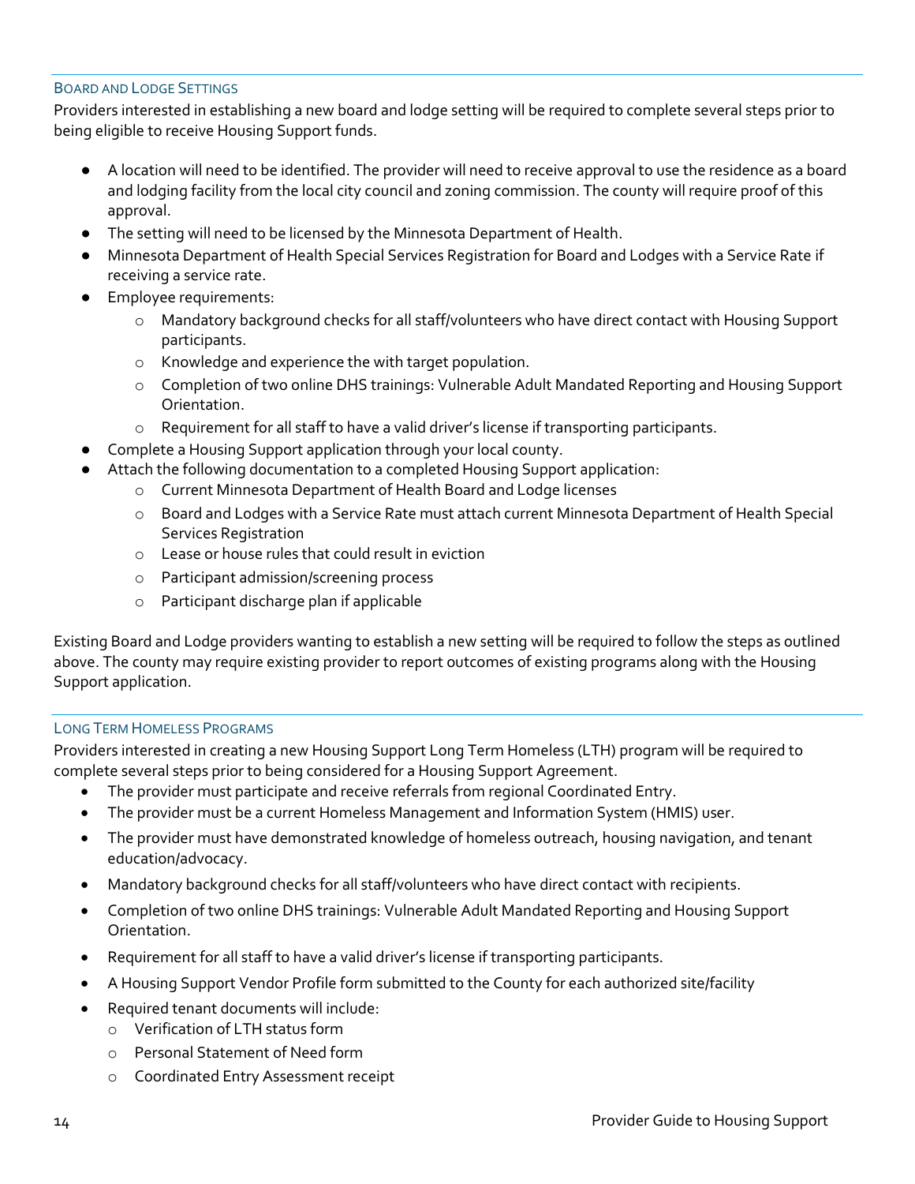### Board and Lodge Settings

Providers interested in establishing a new board and lodge setting will be required to complete several steps prior to being eligible to receive Housing Support funds.

- A location will need to be identified. The provider will need to receive approval to use the residence as a board and lodging facility from the local city council and zoning commission. The county will require proof of this approval.
- The setting will need to be licensed by the Minnesota Department of Health.
- Minnesota Department of Health Special Services Registration for Board and Lodges with a Service Rate if receiving a service rate.
- Employee requirements:
  - Mandatory background checks for all staff/volunteers who have direct contact with Housing Support participants.
  - Knowledge and experience the with target population.
  - Completion of two online DHS trainings: Vulnerable Adult Mandated Reporting and Housing Support Orientation.
  - Requirement for all staff to have a valid driver's license if transporting participants.
- Complete a Housing Support application through your local county.
- Attach the following documentation to a completed Housing Support application:
  - Current Minnesota Department of Health Board and Lodge licenses
  - Board and Lodges with a Service Rate must attach current Minnesota Department of Health Special Services Registration
  - Lease or house rules that could result in eviction
  - Participant admission/screening process
  - Participant discharge plan if applicable

Existing Board and Lodge providers wanting to establish a new setting will be required to follow the steps as outlined above. The county may require existing provider to report outcomes of existing programs along with the Housing Support application.

### Long Term Homeless Programs

Providers interested in creating a new Housing Support Long Term Homeless (LTH) program will be required to complete several steps prior to being considered for a Housing Support Agreement.

- The provider must participate and receive referrals from regional Coordinated Entry.
- The provider must be a current Homeless Management and Information System (HMIS) user.
- The provider must have demonstrated knowledge of homeless outreach, housing navigation, and tenant education/advocacy.
- Mandatory background checks for all staff/volunteers who have direct contact with recipients.
- Completion of two online DHS trainings: Vulnerable Adult Mandated Reporting and Housing Support Orientation.
- Requirement for all staff to have a valid driver's license if transporting participants.
- A Housing Support Vendor Profile form submitted to the County for each authorized site/facility
- Required tenant documents will include:
  - Verification of LTH status form
  - Personal Statement of Need form
  - Coordinated Entry Assessment receipt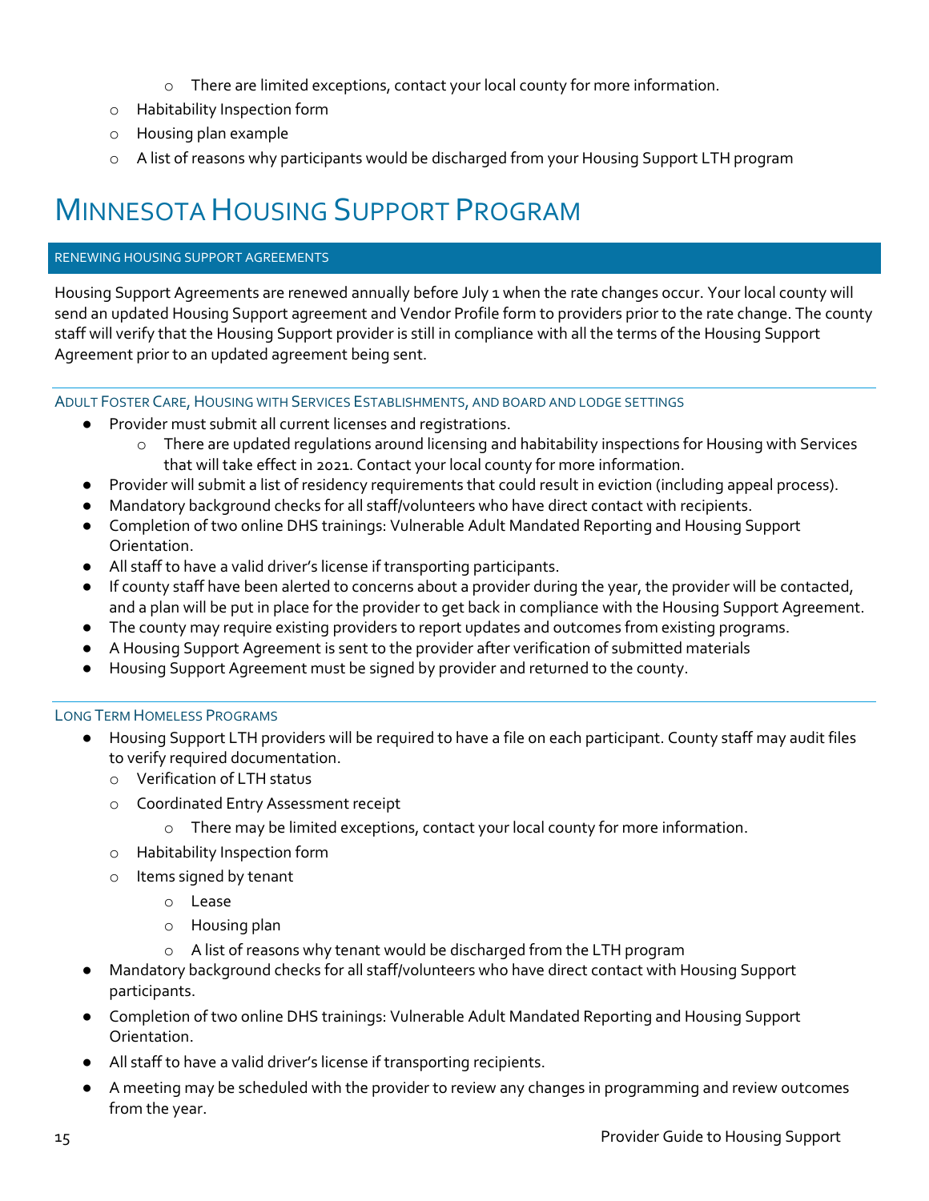- There are limited exceptions, contact your local county for more information.
    - Habitability Inspection form
    - Housing plan example
    - A list of reasons why participants would be discharged from your Housing Support LTH program

# Minnesota Housing Support Program

## Renewing Housing Support Agreements

Housing Support Agreements are renewed annually before July 1 when the rate changes occur. Your local county will send an updated Housing Support agreement and Vendor Profile form to providers prior to the rate change. The county staff will verify that the Housing Support provider is still in compliance with all the terms of the Housing Support Agreement prior to an updated agreement being sent.

### Adult Foster Care, Housing with Services Establishments, and board and lodge settings

- Provider must submit all current licenses and registrations.
    - There are updated regulations around licensing and habitability inspections for Housing with Services that will take effect in 2021. Contact your local county for more information.
- Provider will submit a list of residency requirements that could result in eviction (including appeal process).
- Mandatory background checks for all staff/volunteers who have direct contact with recipients.
- Completion of two online DHS trainings: Vulnerable Adult Mandated Reporting and Housing Support Orientation.
- All staff to have a valid driver's license if transporting participants.
- If county staff have been alerted to concerns about a provider during the year, the provider will be contacted, and a plan will be put in place for the provider to get back in compliance with the Housing Support Agreement.
- The county may require existing providers to report updates and outcomes from existing programs.
- A Housing Support Agreement is sent to the provider after verification of submitted materials
- Housing Support Agreement must be signed by provider and returned to the county.

### Long Term Homeless Programs

- Housing Support LTH providers will be required to have a file on each participant. County staff may audit files to verify required documentation.
    - Verification of LTH status
    - Coordinated Entry Assessment receipt
        - There may be limited exceptions, contact your local county for more information.
    - Habitability Inspection form
    - Items signed by tenant
        - Lease
        - Housing plan
        - A list of reasons why tenant would be discharged from the LTH program
- Mandatory background checks for all staff/volunteers who have direct contact with Housing Support participants.
- Completion of two online DHS trainings: Vulnerable Adult Mandated Reporting and Housing Support Orientation.
- All staff to have a valid driver's license if transporting recipients.
- A meeting may be scheduled with the provider to review any changes in programming and review outcomes from the year.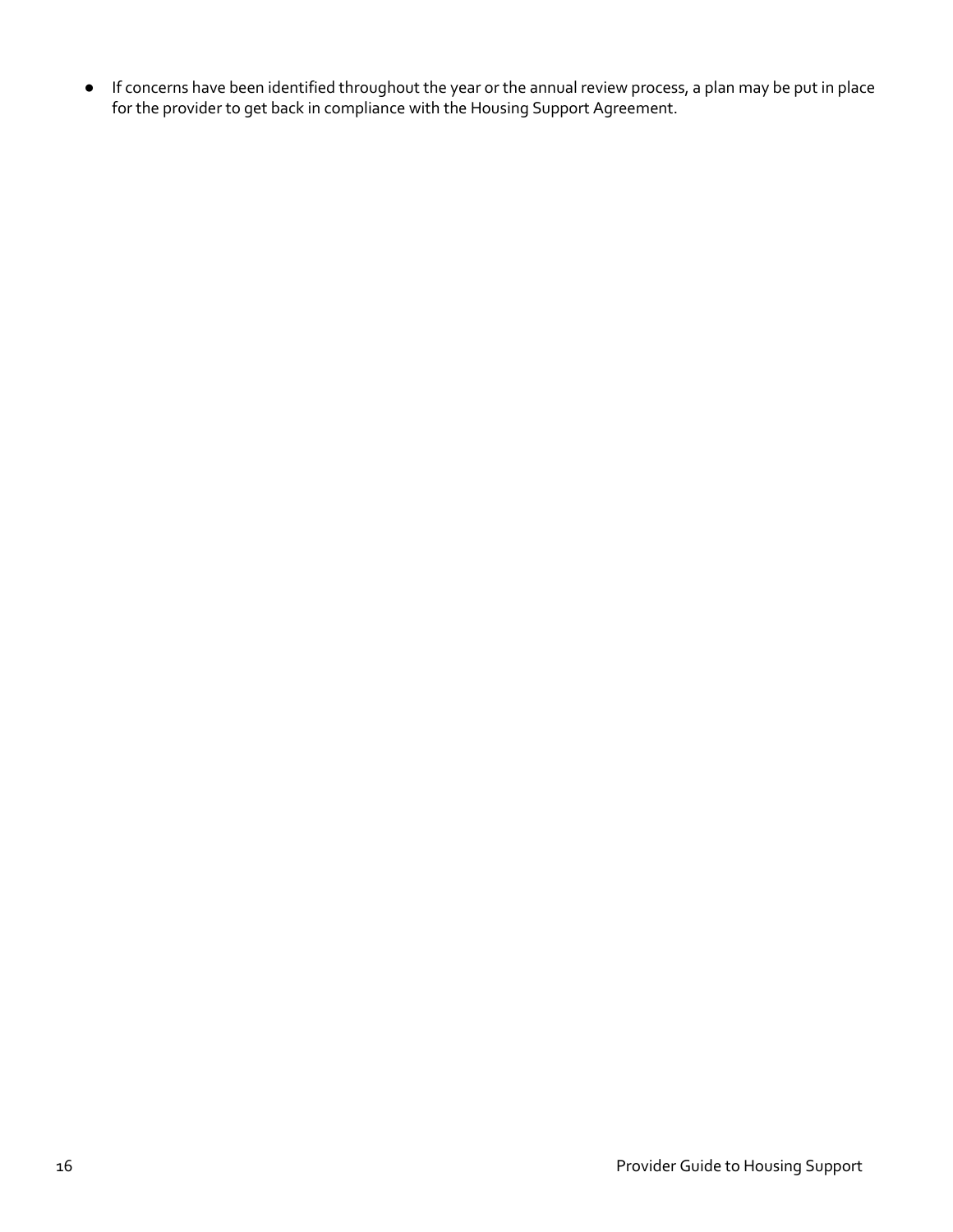- If concerns have been identified throughout the year or the annual review process, a plan may be put in place for the provider to get back in compliance with the Housing Support Agreement.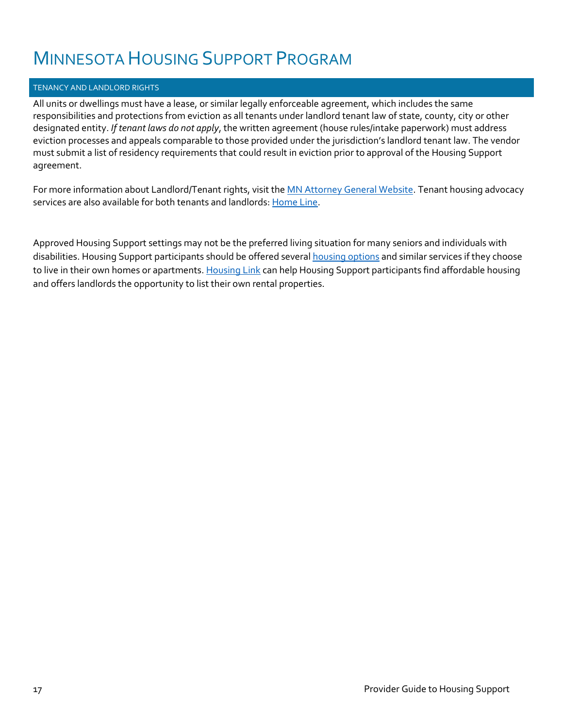# Minnesota Housing Support Program

## TENANCY AND LANDLORD RIGHTS

All units or dwellings must have a lease, or similar legally enforceable agreement, which includes the same responsibilities and protections from eviction as all tenants under landlord tenant law of state, county, city or other designated entity. *If tenant laws do not apply*, the written agreement (house rules/intake paperwork) must address eviction processes and appeals comparable to those provided under the jurisdiction's landlord tenant law. The vendor must submit a list of residency requirements that could result in eviction prior to approval of the Housing Support agreement.

For more information about Landlord/Tenant rights, visit the MN Attorney General Website. Tenant housing advocacy services are also available for both tenants and landlords: Home Line.

Approved Housing Support settings may not be the preferred living situation for many seniors and individuals with disabilities. Housing Support participants should be offered several housing options and similar services if they choose to live in their own homes or apartments. Housing Link can help Housing Support participants find affordable housing and offers landlords the opportunity to list their own rental properties.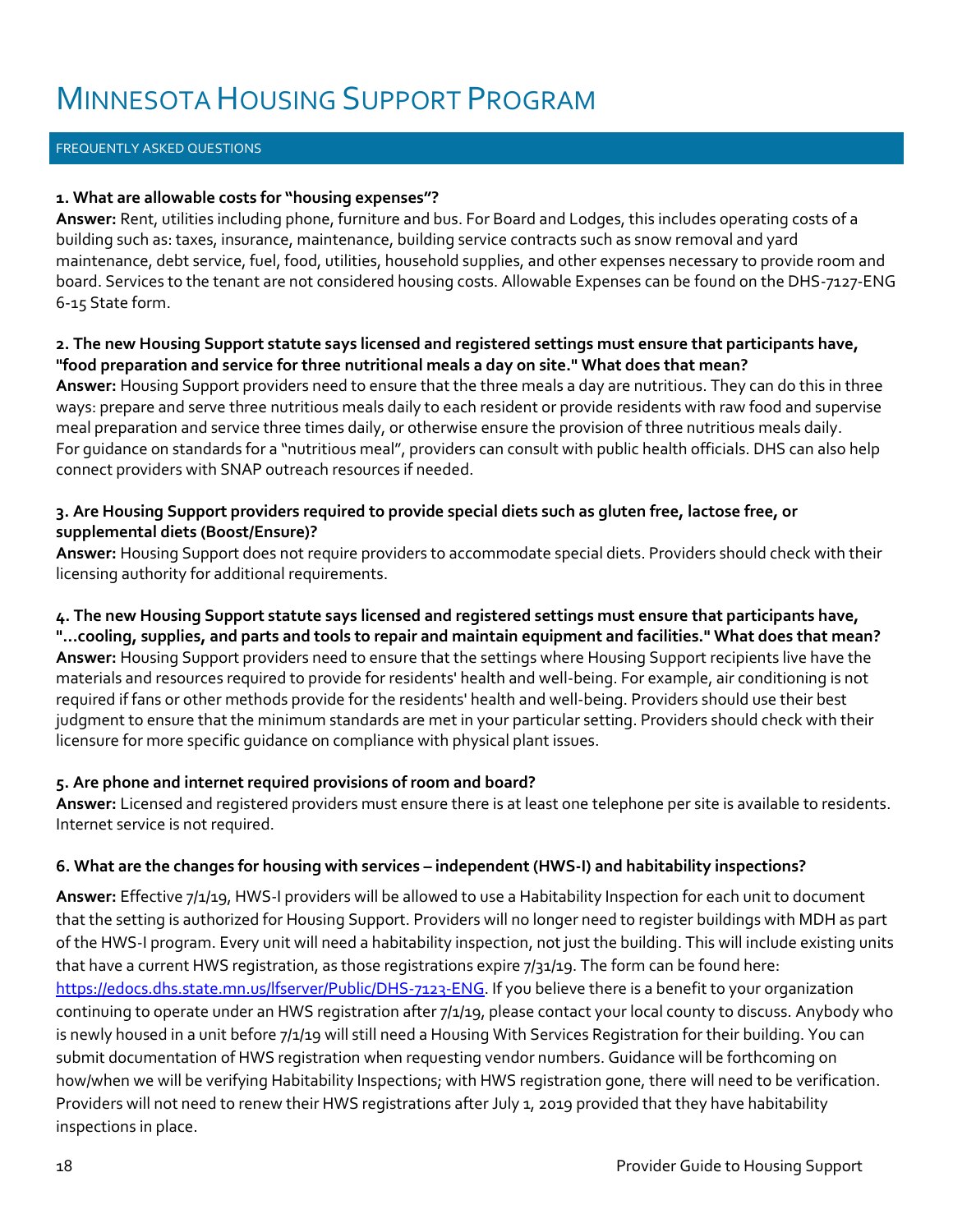# MINNESOTA HOUSING SUPPORT PROGRAM

## FREQUENTLY ASKED QUESTIONS

**1. What are allowable costs for "housing expenses"?**

**Answer:** Rent, utilities including phone, furniture and bus. For Board and Lodges, this includes operating costs of a building such as: taxes, insurance, maintenance, building service contracts such as snow removal and yard maintenance, debt service, fuel, food, utilities, household supplies, and other expenses necessary to provide room and board. Services to the tenant are not considered housing costs. Allowable Expenses can be found on the DHS-7127-ENG 6-15 State form.

**2. The new Housing Support statute says licensed and registered settings must ensure that participants have, "food preparation and service for three nutritional meals a day on site." What does that mean?**

**Answer:** Housing Support providers need to ensure that the three meals a day are nutritious. They can do this in three ways: prepare and serve three nutritious meals daily to each resident or provide residents with raw food and supervise meal preparation and service three times daily, or otherwise ensure the provision of three nutritious meals daily. For guidance on standards for a "nutritious meal", providers can consult with public health officials. DHS can also help connect providers with SNAP outreach resources if needed.

**3. Are Housing Support providers required to provide special diets such as gluten free, lactose free, or supplemental diets (Boost/Ensure)?**

**Answer:** Housing Support does not require providers to accommodate special diets. Providers should check with their licensing authority for additional requirements.

**4. The new Housing Support statute says licensed and registered settings must ensure that participants have, "...cooling, supplies, and parts and tools to repair and maintain equipment and facilities." What does that mean?**

**Answer:** Housing Support providers need to ensure that the settings where Housing Support recipients live have the materials and resources required to provide for residents' health and well-being. For example, air conditioning is not required if fans or other methods provide for the residents' health and well-being. Providers should use their best judgment to ensure that the minimum standards are met in your particular setting. Providers should check with their licensure for more specific guidance on compliance with physical plant issues.

**5. Are phone and internet required provisions of room and board?**

**Answer:** Licensed and registered providers must ensure there is at least one telephone per site is available to residents. Internet service is not required.

**6. What are the changes for housing with services – independent (HWS-I) and habitability inspections?**

**Answer:** Effective 7/1/19, HWS-I providers will be allowed to use a Habitability Inspection for each unit to document that the setting is authorized for Housing Support. Providers will no longer need to register buildings with MDH as part of the HWS-I program. Every unit will need a habitability inspection, not just the building. This will include existing units that have a current HWS registration, as those registrations expire 7/31/19. The form can be found here: [https://edocs.dhs.state.mn.us/lfserver/Public/DHS-7123-ENG](https://edocs.dhs.state.mn.us/lfserver/Public/DHS-7123-ENG). If you believe there is a benefit to your organization continuing to operate under an HWS registration after 7/1/19, please contact your local county to discuss. Anybody who is newly housed in a unit before 7/1/19 will still need a Housing With Services Registration for their building. You can submit documentation of HWS registration when requesting vendor numbers. Guidance will be forthcoming on how/when we will be verifying Habitability Inspections; with HWS registration gone, there will need to be verification. Providers will not need to renew their HWS registrations after July 1, 2019 provided that they have habitability inspections in place.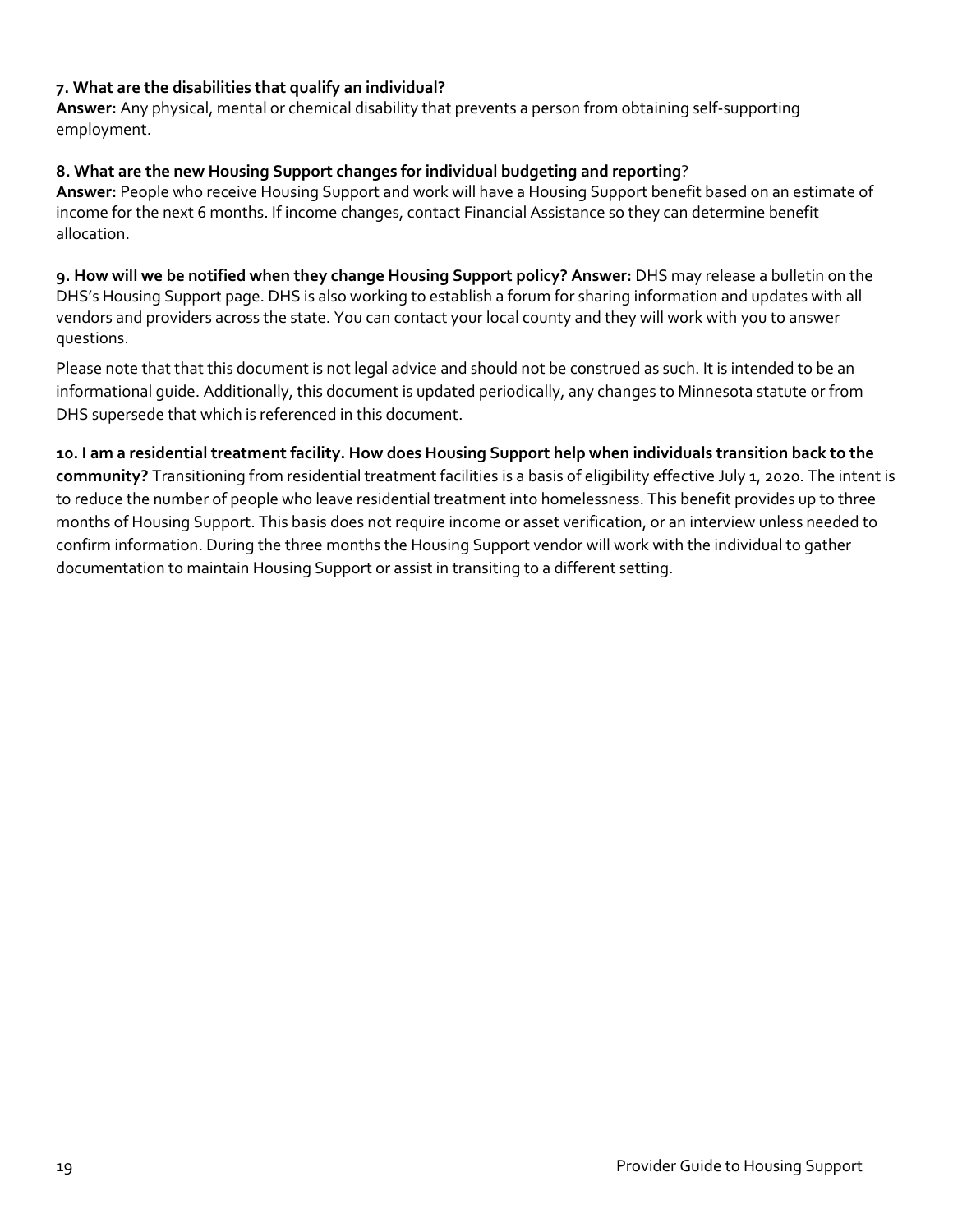**7. What are the disabilities that qualify an individual?**
**Answer:** Any physical, mental or chemical disability that prevents a person from obtaining self-supporting employment.

**8. What are the new Housing Support changes for individual budgeting and reporting**?
**Answer:** People who receive Housing Support and work will have a Housing Support benefit based on an estimate of income for the next 6 months. If income changes, contact Financial Assistance so they can determine benefit allocation.

**9. How will we be notified when they change Housing Support policy? Answer:** DHS may release a bulletin on the DHS's Housing Support page. DHS is also working to establish a forum for sharing information and updates with all vendors and providers across the state. You can contact your local county and they will work with you to answer questions.

Please note that that this document is not legal advice and should not be construed as such. It is intended to be an informational guide. Additionally, this document is updated periodically, any changes to Minnesota statute or from DHS supersede that which is referenced in this document.

**10. I am a residential treatment facility. How does Housing Support help when individuals transition back to the community?** Transitioning from residential treatment facilities is a basis of eligibility effective July 1, 2020. The intent is to reduce the number of people who leave residential treatment into homelessness. This benefit provides up to three months of Housing Support. This basis does not require income or asset verification, or an interview unless needed to confirm information. During the three months the Housing Support vendor will work with the individual to gather documentation to maintain Housing Support or assist in transiting to a different setting.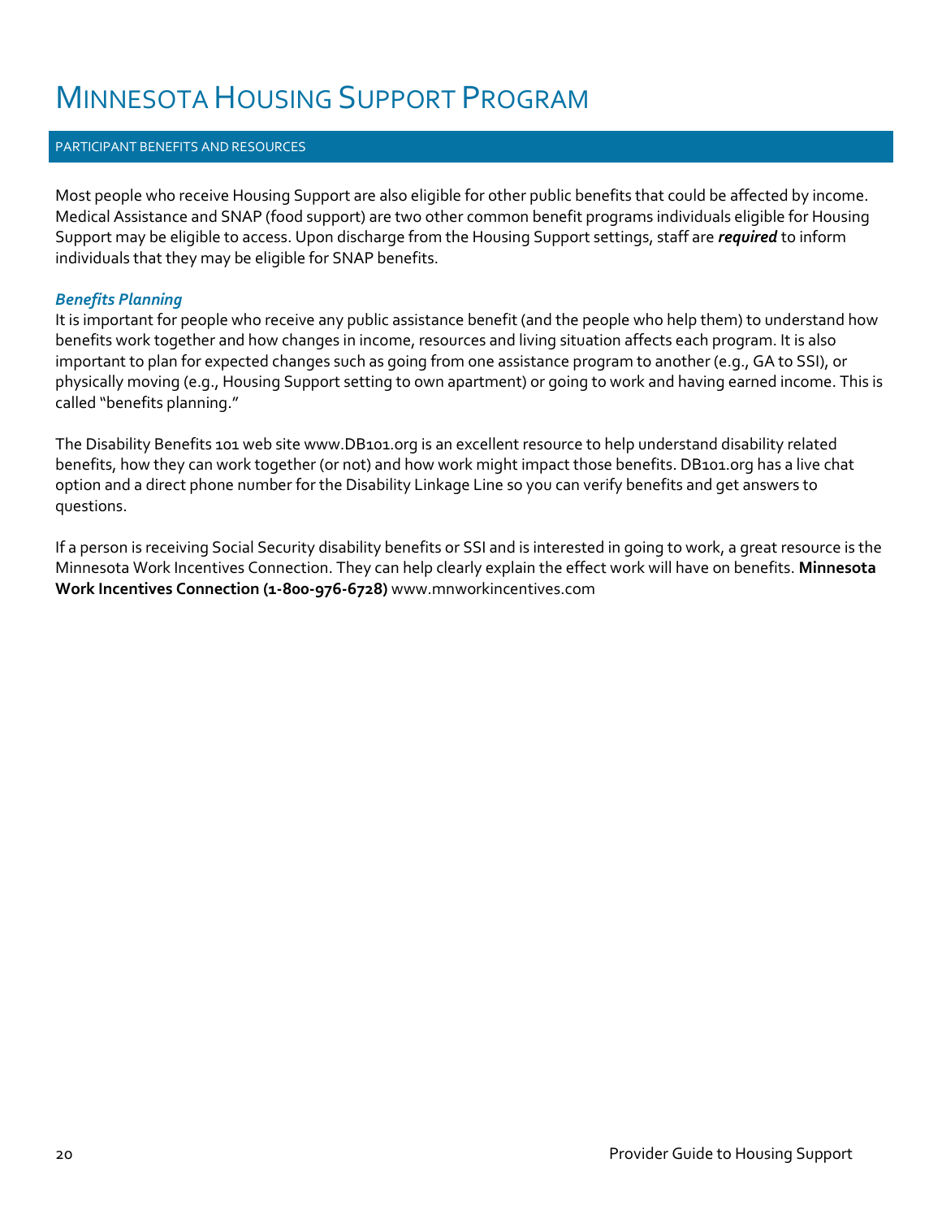# Minnesota Housing Support Program

## PARTICIPANT BENEFITS AND RESOURCES

Most people who receive Housing Support are also eligible for other public benefits that could be affected by income. Medical Assistance and SNAP (food support) are two other common benefit programs individuals eligible for Housing Support may be eligible to access. Upon discharge from the Housing Support settings, staff are ***required*** to inform individuals that they may be eligible for SNAP benefits.

### *Benefits Planning*

It is important for people who receive any public assistance benefit (and the people who help them) to understand how benefits work together and how changes in income, resources and living situation affects each program. It is also important to plan for expected changes such as going from one assistance program to another (e.g., GA to SSI), or physically moving (e.g., Housing Support setting to own apartment) or going to work and having earned income. This is called "benefits planning."

The Disability Benefits 101 web site www.DB101.org is an excellent resource to help understand disability related benefits, how they can work together (or not) and how work might impact those benefits. DB101.org has a live chat option and a direct phone number for the Disability Linkage Line so you can verify benefits and get answers to questions.

If a person is receiving Social Security disability benefits or SSI and is interested in going to work, a great resource is the Minnesota Work Incentives Connection. They can help clearly explain the effect work will have on benefits. **Minnesota Work Incentives Connection (1-800-976-6728)** www.mnworkincentives.com